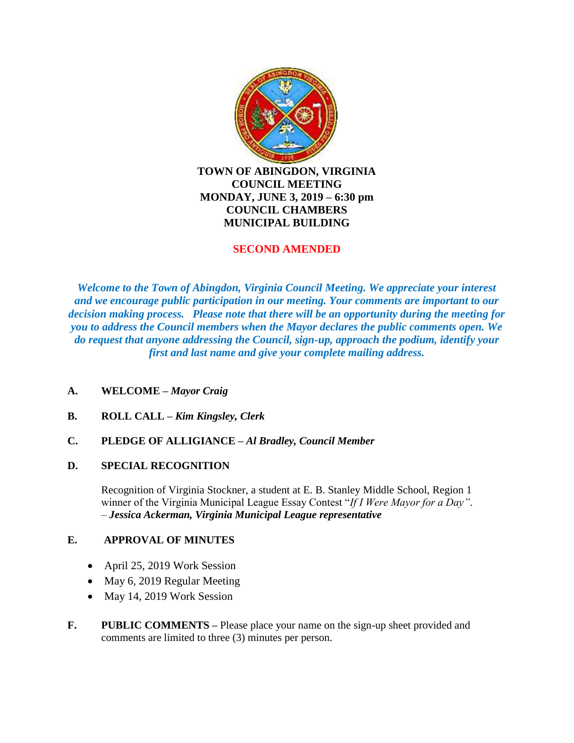# TOWN OF ABINGDON, VIRGINIA
## COUNCIL MEETING
## MONDAY, JUNE 3, 2019 – 6:30 pm
## COUNCIL CHAMBERS
## MUNICIPAL BUILDING

**SECOND AMENDED**

***Welcome to the Town of Abingdon, Virginia Council Meeting. We appreciate your interest and we encourage public participation in our meeting. Your comments are important to our decision making process. Please note that there will be an opportunity during the meeting for you to address the Council members when the Mayor declares the public comments open. We do request that anyone addressing the Council, sign-up, approach the podium, identify your first and last name and give your complete mailing address.***

**A. WELCOME –** ***Mayor Craig***

**B. ROLL CALL –** ***Kim Kingsley, Clerk***

**C. PLEDGE OF ALLIGIANCE –** ***Al Bradley, Council Member***

**D. SPECIAL RECOGNITION**

Recognition of Virginia Stockner, a student at E. B. Stanley Middle School, Region 1 winner of the Virginia Municipal League Essay Contest "*If I Were Mayor for a Day"*.
– ***Jessica Ackerman, Virginia Municipal League representative***

**E. APPROVAL OF MINUTES**

- April 25, 2019 Work Session
- May 6, 2019 Regular Meeting
- May 14, 2019 Work Session

**F. PUBLIC COMMENTS –** Please place your name on the sign-up sheet provided and comments are limited to three (3) minutes per person.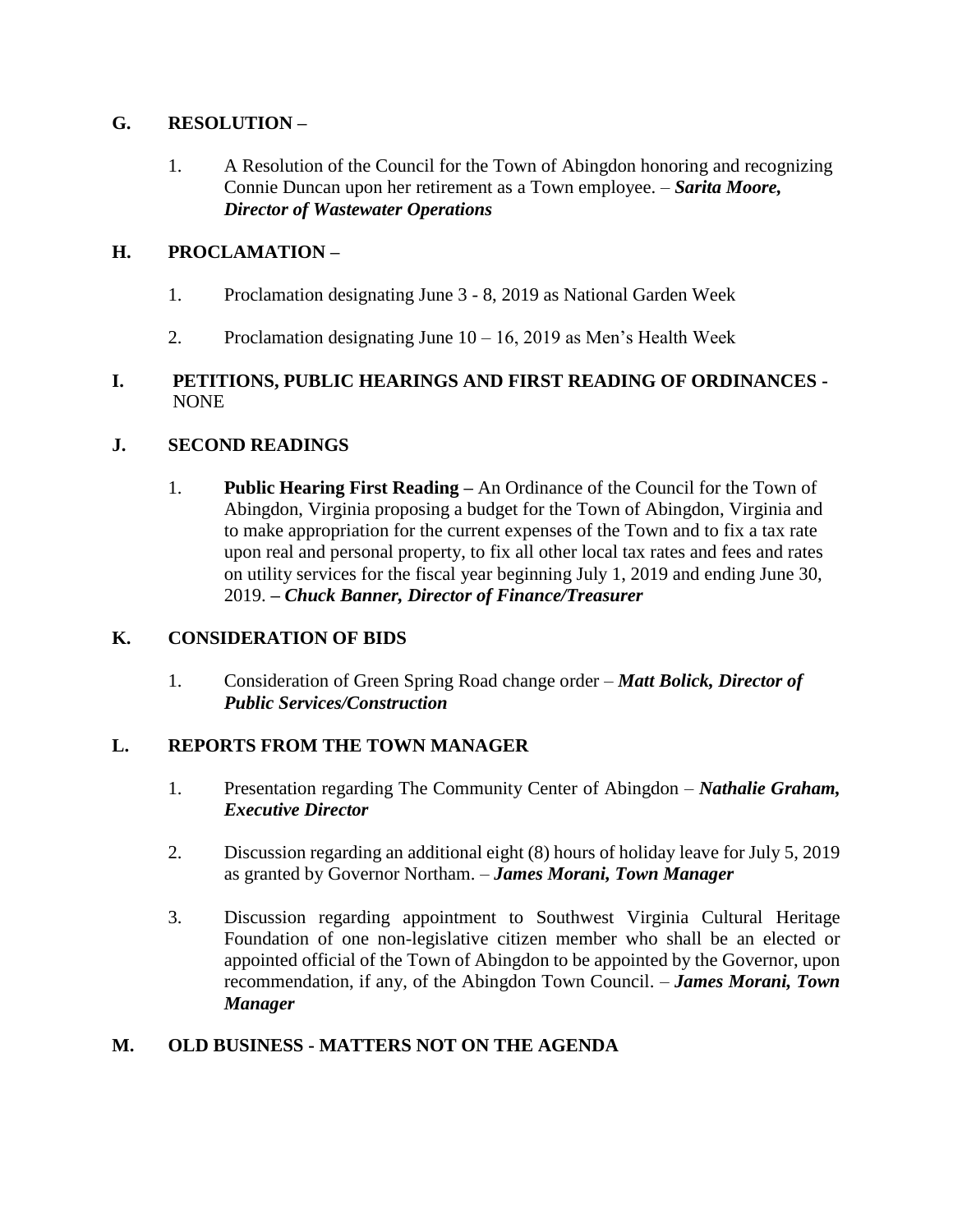## G. RESOLUTION –

1. A Resolution of the Council for the Town of Abingdon honoring and recognizing Connie Duncan upon her retirement as a Town employee. – ***Sarita Moore, Director of Wastewater Operations***

## H. PROCLAMATION –

1. Proclamation designating June 3 - 8, 2019 as National Garden Week
2. Proclamation designating June 10 – 16, 2019 as Men's Health Week

## I. PETITIONS, PUBLIC HEARINGS AND FIRST READING OF ORDINANCES - NONE

## J. SECOND READINGS

1. **Public Hearing First Reading –** An Ordinance of the Council for the Town of Abingdon, Virginia proposing a budget for the Town of Abingdon, Virginia and to make appropriation for the current expenses of the Town and to fix a tax rate upon real and personal property, to fix all other local tax rates and fees and rates on utility services for the fiscal year beginning July 1, 2019 and ending June 30, 2019. **– *Chuck Banner, Director of Finance/Treasurer***

## K. CONSIDERATION OF BIDS

1. Consideration of Green Spring Road change order – ***Matt Bolick, Director of Public Services/Construction***

## L. REPORTS FROM THE TOWN MANAGER

1. Presentation regarding The Community Center of Abingdon – ***Nathalie Graham, Executive Director***
2. Discussion regarding an additional eight (8) hours of holiday leave for July 5, 2019 as granted by Governor Northam. – ***James Morani, Town Manager***
3. Discussion regarding appointment to Southwest Virginia Cultural Heritage Foundation of one non-legislative citizen member who shall be an elected or appointed official of the Town of Abingdon to be appointed by the Governor, upon recommendation, if any, of the Abingdon Town Council. – ***James Morani, Town Manager***

## M. OLD BUSINESS - MATTERS NOT ON THE AGENDA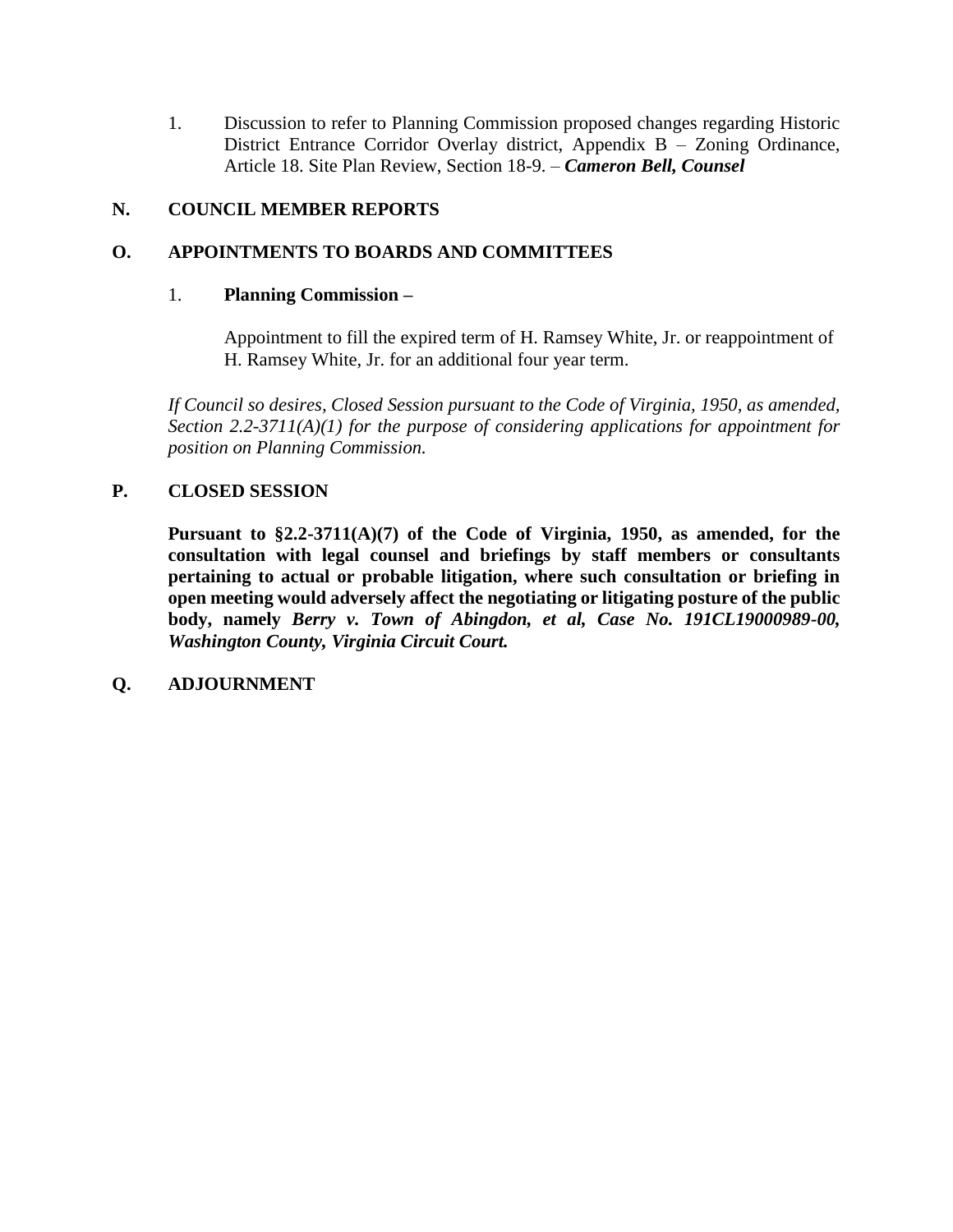1. Discussion to refer to Planning Commission proposed changes regarding Historic District Entrance Corridor Overlay district, Appendix B – Zoning Ordinance, Article 18. Site Plan Review, Section 18-9. – ***Cameron Bell, Counsel***

## N. COUNCIL MEMBER REPORTS

## O. APPOINTMENTS TO BOARDS AND COMMITTEES

1. **Planning Commission –**

   Appointment to fill the expired term of H. Ramsey White, Jr. or reappointment of H. Ramsey White, Jr. for an additional four year term.

*If Council so desires, Closed Session pursuant to the Code of Virginia, 1950, as amended, Section 2.2-3711(A)(1) for the purpose of considering applications for appointment for position on Planning Commission.*

## P. CLOSED SESSION

**Pursuant to §2.2-3711(A)(7) of the Code of Virginia, 1950, as amended, for the consultation with legal counsel and briefings by staff members or consultants pertaining to actual or probable litigation, where such consultation or briefing in open meeting would adversely affect the negotiating or litigating posture of the public body, namely *Berry v. Town of Abingdon, et al, Case No. 191CL19000989-00, Washington County, Virginia Circuit Court.***

## Q. ADJOURNMENT